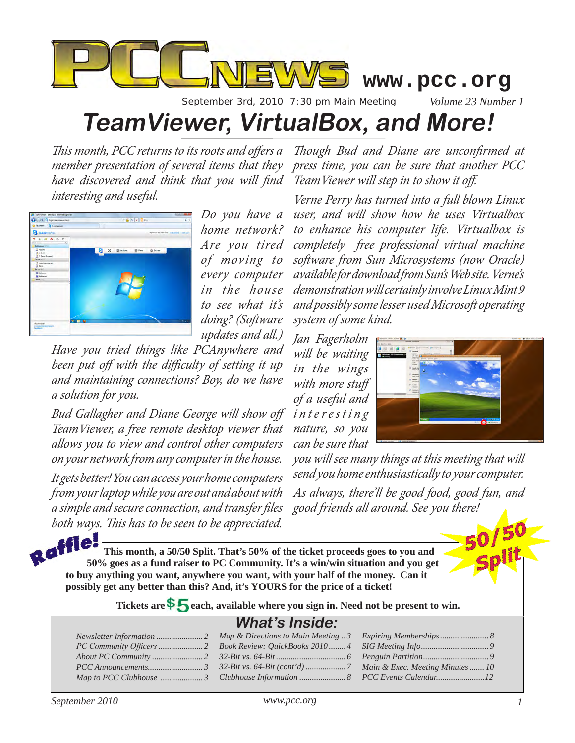# PCC NEWS

www.pcc.org

September 3rd, 2010 7:30 pm Main Meeting — *Volume 23 Number 1*

# TeamViewer, VirtualBox, and More!

*This month, PCC returns to its roots and offers a member presentation of several items that they have discovered and think that you will find interesting and useful.*

*Do you have a home network? Are you tired of moving to every computer in the house to see what it's doing? (Software updates and all.)*

*Have you tried things like PCAnywhere and been put off with the difficulty of setting it up and maintaining connections? Boy, do we have a solution for you.*

*Bud Gallagher and Diane George will show off TeamViewer, a free remote desktop viewer that allows you to view and control other computers on your network from any computer in the house.*

*It gets better! You can access your home computers from your laptop while you are out and about with a simple and secure connection, and transfer files both ways. This has to be seen to be appreciated.*

*Though Bud and Diane are unconfirmed at press time, you can be sure that another PCC TeamViewer will step in to show it off.*

*Verne Perry has turned into a full blown Linux user, and will show how he uses Virtualbox to enhance his computer life. Virtualbox is completely free professional virtual machine software from Sun Microsystems (now Oracle) available for download from Sun's Web site. Verne's demonstration will certainly involve Linux Mint 9 and possibly some lesser used Microsoft operating system of some kind.*

*Jan Fagerholm will be waiting in the wings with more stuff of a useful and interesting nature, so you can be sure that you will see many things at this meeting that will send you home enthusiastically to your computer.*

*As always, there'll be good food, good fun, and good friends all around. See you there!*

## Raffle! — 50/50 Split

**This month, a 50/50 Split. That's 50% of the ticket proceeds goes to you and 50% goes as a fund raiser to PC Community. It's a win/win situation and you get to buy anything you want, anywhere you want, with your half of the money. Can it possibly get any better than this? And, it's YOURS for the price of a ticket!**

**Tickets are $5 each, available where you sign in. Need not be present to win.**

## What's Inside:

| | | |
|---|---|---|
| *Newsletter Information* ..... 2 | *Map & Directions to Main Meeting* .. 3 | *Expiring Memberships* ..... 8 |
| *PC Community Officers* ..... 2 | *Book Review: QuickBooks 2010* ..... 4 | *SIG Meeting Info* ..... 9 |
| *About PC Community* ..... 2 | *32-Bit vs. 64-Bit* ..... 6 | *Penguin Partition* ..... 9 |
| *PCC Announcements* ..... 3 | *32-Bit vs. 64-Bit (cont'd)* ..... 7 | *Main & Exec. Meeting Minutes* ..... 10 |
| *Map to PCC Clubhouse* ..... 3 | *Clubhouse Information* ..... 8 | *PCC Events Calendar* ..... 12 |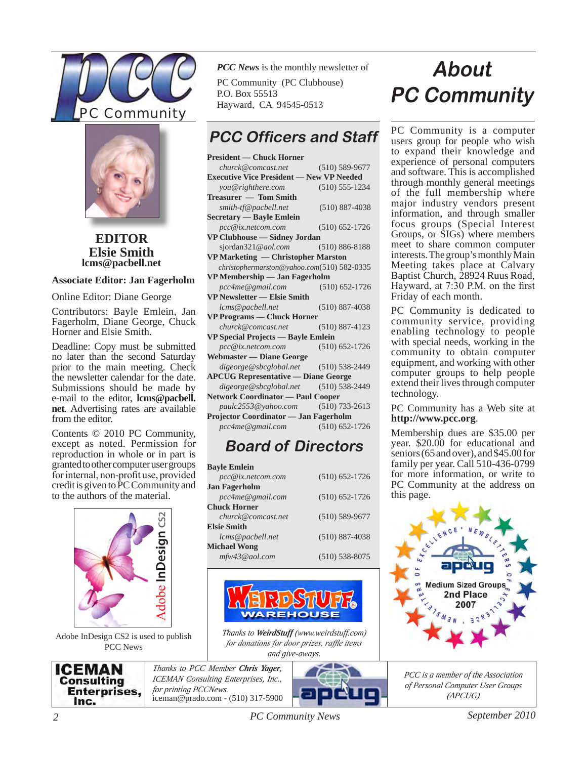PC Community

**EDITOR**
**Elsie Smith**
**lcms@pacbell.net**

**Associate Editor: Jan Fagerholm**

Online Editor: Diane George

Contributors: Bayle Emlein, Jan Fagerholm, Diane George, Chuck Horner and Elsie Smith.

Deadline: Copy must be submitted no later than the second Saturday prior to the main meeting. Check the newsletter calendar for the date. Submissions should be made by e-mail to the editor, **lcms@pacbell.net**. Advertising rates are available from the editor.

Contents © 2010 PC Community, except as noted. Permission for reproduction in whole or in part is granted to other computer user groups for internal, non-profit use, provided credit is given to PC Community and to the authors of the material.

Adobe InDesign CS2 is used to publish PCC News

***PCC News*** is the monthly newsletter of

PC Community (PC Clubhouse)
P.O. Box 55513
Hayward, CA 94545-0513

## PCC Officers and Staff

**President — Chuck Horner**
*churck@comcast.net* (510) 589-9677
**Executive Vice President — New VP Needed**
*you@righthere.com* (510) 555-1234
**Treasurer — Tom Smith**
*smith-tf@pacbell.net* (510) 887-4038
**Secretary — Bayle Emlein**
*pcc@ix.netcom.com* (510) 652-1726
**VP Clubhouse — Sidney Jordan**
sjordan321@*aol.com* (510) 886-8188
**VP Marketing — Christopher Marston**
*christophermarston@yahoo.com*(510) 582-0335
**VP Membership — Jan Fagerholm**
*pcc4me@gmail.com* (510) 652-1726
**VP Newsletter — Elsie Smith**
*lcms@pacbell.net* (510) 887-4038
**VP Programs — Chuck Horner**
*churck@comcast.net* (510) 887-4123
**VP Special Projects — Bayle Emlein**
*pcc@ix.netcom.com* (510) 652-1726
**Webmaster — Diane George**
*digeorge@sbcglobal.net* (510) 538-2449
**APCUG Representative — Diane George**
*digeorge@sbcglobal.net* (510) 538-2449
**Network Coordinator — Paul Cooper**
*paulc2553@yahoo.com* (510) 733-2613
**Projector Coordinator — Jan Fagerholm**
*pcc4me@gmail.com* (510) 652-1726

## Board of Directors

**Bayle Emlein**
*pcc@ix.netcom.com* (510) 652-1726
**Jan Fagerholm**
*pcc4me@gmail.com* (510) 652-1726
**Chuck Horner**
*churck@comcast.net* (510) 589-9677
**Elsie Smith**
*lcms@pacbell.net* (510) 887-4038
**Michael Wong**
*mfw43@aol.com* (510) 538-8075

*Thanks to* ***WeirdStuff*** *(www.weirdstuff.com) for donations for door prizes, raffle items and give-aways.*

# About PC Community

PC Community is a computer users group for people who wish to expand their knowledge and experience of personal computers and software. This is accomplished through monthly general meetings of the full membership where major industry vendors present information, and through smaller focus groups (Special Interest Groups, or SIGs) where members meet to share common computer interests. The group's monthly Main Meeting takes place at Calvary Baptist Church, 28924 Ruus Road, Hayward, at 7:30 P.M. on the first Friday of each month.

PC Community is dedicated to community service, providing enabling technology to people with special needs, working in the community to obtain computer equipment, and working with other computer groups to help people extend their lives through computer technology.

PC Community has a Web site at **http://www.pcc.org**.

Membership dues are $35.00 per year. $20.00 for educational and seniors (65 and over), and $45.00 for family per year. Call 510-436-0799 for more information, or write to PC Community at the address on this page.

Excellence in Newsletters of APCUG — Medium Sized Groups 2nd Place 2007

*Thanks to PCC Member* ***Chris Yager****, ICEMAN Consulting Enterprises, Inc., for printing PCCNews.*
iceman@prado.com - (510) 317-5900

*PCC is a member of the Association of Personal Computer User Groups (APCUG)*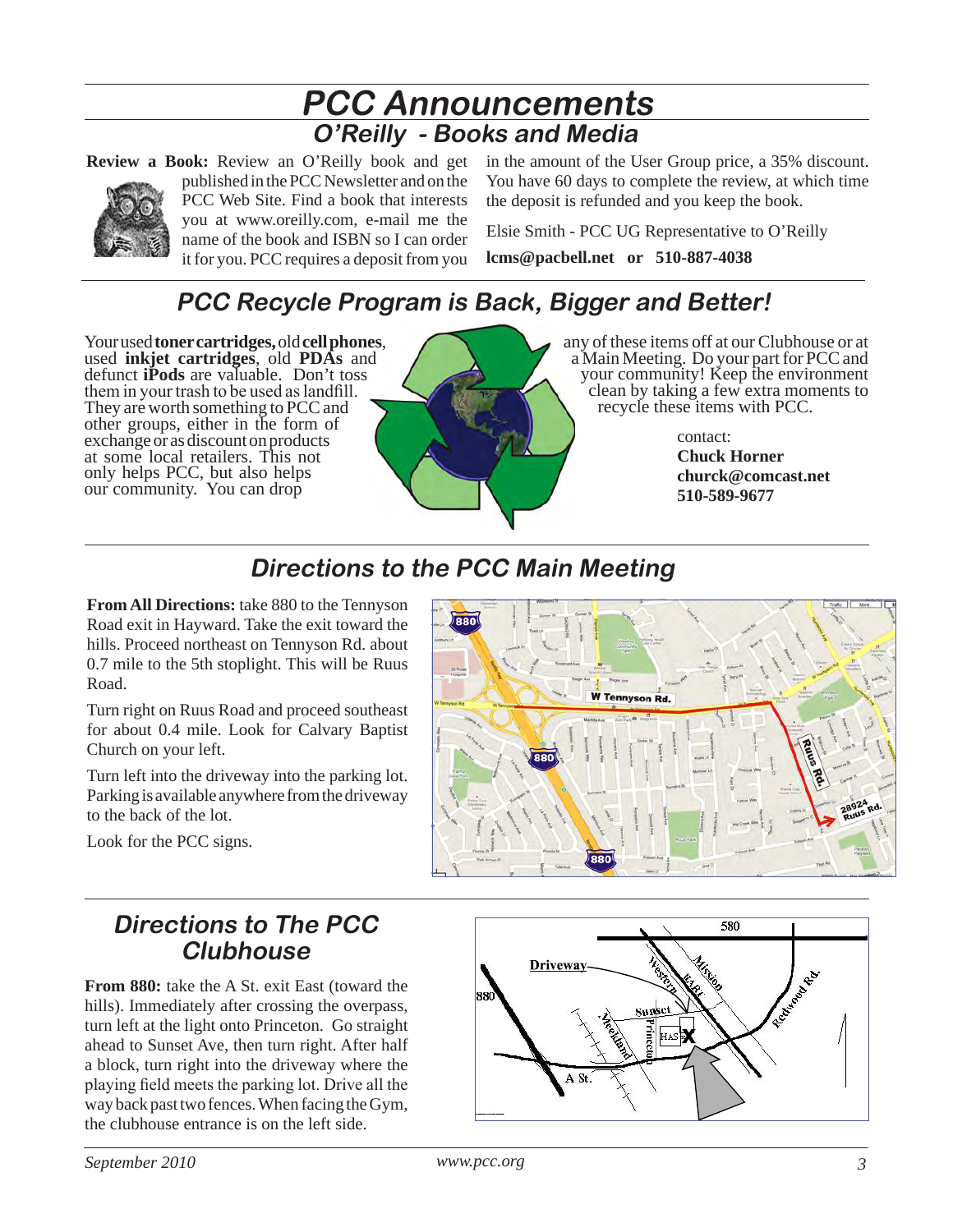# PCC Announcements

## O'Reilly - Books and Media

**Review a Book:** Review an O'Reilly book and get published in the PCC Newsletter and on the PCC Web Site. Find a book that interests you at www.oreilly.com, e-mail me the name of the book and ISBN so I can order it for you. PCC requires a deposit from you in the amount of the User Group price, a 35% discount. You have 60 days to complete the review, at which time the deposit is refunded and you keep the book.

Elsie Smith - PCC UG Representative to O'Reilly

**lcms@pacbell.net or 510-887-4038**

## PCC Recycle Program is Back, Bigger and Better!

Your used **toner cartridges,** old **cell phones**, used **inkjet cartridges**, old **PDAs** and defunct **iPods** are valuable. Don't toss them in your trash to be used as landfill. They are worth something to PCC and other groups, either in the form of exchange or as discount on products at some local retailers. This not only helps PCC, but also helps our community. You can drop any of these items off at our Clubhouse or at a Main Meeting. Do your part for PCC and your community! Keep the environment clean by taking a few extra moments to recycle these items with PCC.

contact:
**Chuck Horner**
**churck@comcast.net**
**510-589-9677**

## Directions to the PCC Main Meeting

**From All Directions:** take 880 to the Tennyson Road exit in Hayward. Take the exit toward the hills. Proceed northeast on Tennyson Rd. about 0.7 mile to the 5th stoplight. This will be Ruus Road.

Turn right on Ruus Road and proceed southeast for about 0.4 mile. Look for Calvary Baptist Church on your left.

Turn left into the driveway into the parking lot. Parking is available anywhere from the driveway to the back of the lot.

Look for the PCC signs.

## Directions to The PCC Clubhouse

**From 880:** take the A St. exit East (toward the hills). Immediately after crossing the overpass, turn left at the light onto Princeton. Go straight ahead to Sunset Ave, then turn right. After half a block, turn right into the driveway where the playing field meets the parking lot. Drive all the way back past two fences. When facing the Gym, the clubhouse entrance is on the left side.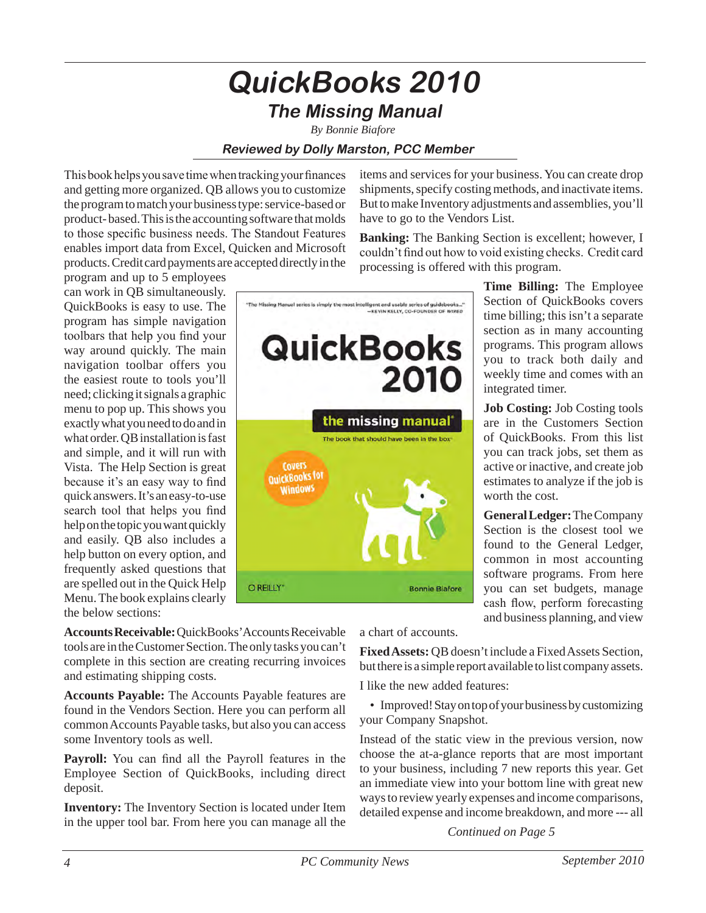# QuickBooks 2010

## The Missing Manual

*By Bonnie Biafore*

***Reviewed by Dolly Marston, PCC Member***

This book helps you save time when tracking your finances and getting more organized. QB allows you to customize the program to match your business type: service-based or product- based. This is the accounting software that molds to those specific business needs. The Standout Features enables import data from Excel, Quicken and Microsoft products. Credit card payments are accepted directly in the program and up to 5 employees can work in QB simultaneously. QuickBooks is easy to use. The program has simple navigation toolbars that help you find your way around quickly. The main navigation toolbar offers you the easiest route to tools you'll need; clicking it signals a graphic menu to pop up. This shows you exactly what you need to do and in what order. QB installation is fast and simple, and it will run with Vista. The Help Section is great because it's an easy way to find quick answers. It's an easy-to-use search tool that helps you find help on the topic you want quickly and easily. QB also includes a help button on every option, and frequently asked questions that are spelled out in the Quick Help Menu. The book explains clearly the below sections:

**Accounts Receivable:** QuickBooks' Accounts Receivable tools are in the Customer Section. The only tasks you can't complete in this section are creating recurring invoices and estimating shipping costs.

**Accounts Payable:** The Accounts Payable features are found in the Vendors Section. Here you can perform all common Accounts Payable tasks, but also you can access some Inventory tools as well.

**Payroll:** You can find all the Payroll features in the Employee Section of QuickBooks, including direct deposit.

**Inventory:** The Inventory Section is located under Item in the upper tool bar. From here you can manage all the items and services for your business. You can create drop shipments, specify costing methods, and inactivate items. But to make Inventory adjustments and assemblies, you'll have to go to the Vendors List.

**Banking:** The Banking Section is excellent; however, I couldn't find out how to void existing checks. Credit card processing is offered with this program.

**Time Billing:** The Employee Section of QuickBooks covers time billing; this isn't a separate section as in many accounting programs. This program allows you to track both daily and weekly time and comes with an integrated timer.

**Job Costing:** Job Costing tools are in the Customers Section of QuickBooks. From this list you can track jobs, set them as active or inactive, and create job estimates to analyze if the job is worth the cost.

**General Ledger:** The Company Section is the closest tool we found to the General Ledger, common in most accounting software programs. From here you can set budgets, manage cash flow, perform forecasting and business planning, and view a chart of accounts.

**Fixed Assets:** QB doesn't include a Fixed Assets Section, but there is a simple report available to list company assets.

I like the new added features:

- Improved! Stay on top of your business by customizing your Company Snapshot.

Instead of the static view in the previous version, now choose the at-a-glance reports that are most important to your business, including 7 new reports this year. Get an immediate view into your bottom line with great new ways to review yearly expenses and income comparisons, detailed expense and income breakdown, and more --- all

*Continued on Page 5*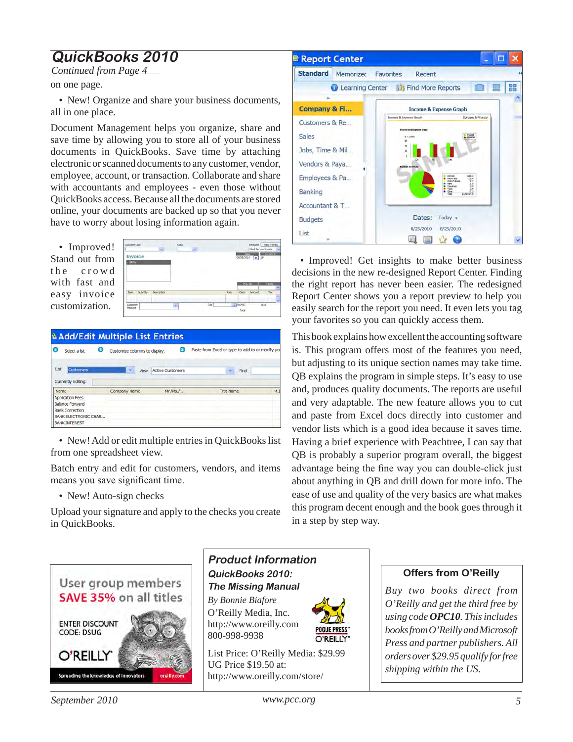## QuickBooks 2010

*Continued from Page 4*

on one page.

- New! Organize and share your business documents, all in one place.

Document Management helps you organize, share and save time by allowing you to store all of your business documents in QuickBooks. Save time by attaching electronic or scanned documents to any customer, vendor, employee, account, or transaction. Collaborate and share with accountants and employees - even those without QuickBooks access. Because all the documents are stored online, your documents are backed up so that you never have to worry about losing information again.

- Improved! Stand out from the crowd with fast and easy invoice customization.

- New! Add or edit multiple entries in QuickBooks list from one spreadsheet view.

Batch entry and edit for customers, vendors, and items means you save significant time.

- New! Auto-sign checks

Upload your signature and apply to the checks you create in QuickBooks.

- Improved! Get insights to make better business decisions in the new re-designed Report Center. Finding the right report has never been easier. The redesigned Report Center shows you a report preview to help you easily search for the report you need. It even lets you tag your favorites so you can quickly access them.

This book explains how excellent the accounting software is. This program offers most of the features you need, but adjusting to its unique section names may take time. QB explains the program in simple steps. It's easy to use and, produces quality documents. The reports are useful and very adaptable. The new feature allows you to cut and paste from Excel docs directly into customer and vendor lists which is a good idea because it saves time. Having a brief experience with Peachtree, I can say that QB is probably a superior program overall, the biggest advantage being the fine way you can double-click just about anything in QB and drill down for more info. The ease of use and quality of the very basics are what makes this program decent enough and the book goes through it in a step by step way.

User group members **SAVE 35% on all titles**

ENTER DISCOUNT CODE: DSUG

O'REILLY

Spreading the knowledge of innovators — oreilly.com

### *Product Information*

***QuickBooks 2010: The Missing Manual***

*By Bonnie Biafore*

O'Reilly Media, Inc.
http://www.oreilly.com
800-998-9938

List Price: O'Reilly Media: $29.99
UG Price $19.50 at:
http://www.oreilly.com/store/

### Offers from O'Reilly

*Buy two books direct from O'Reilly and get the third free by using code* ***OPC10****. This includes books from O'Reilly and Microsoft Press and partner publishers. All orders over $29.95 qualify for free shipping within the US.*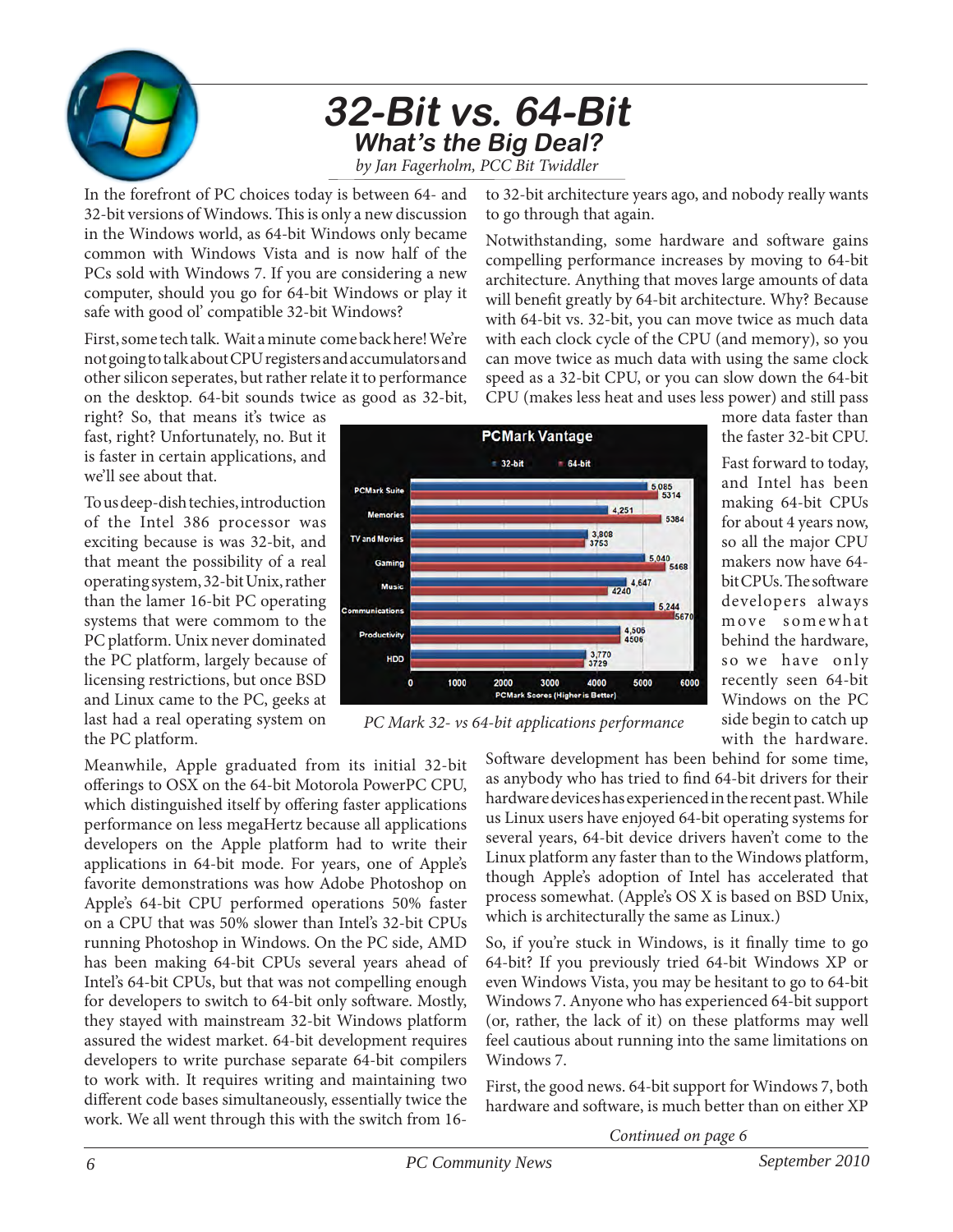# 32-Bit vs. 64-Bit

## What's the Big Deal?

*by Jan Fagerholm, PCC Bit Twiddler*

In the forefront of PC choices today is between 64- and 32-bit versions of Windows. This is only a new discussion in the Windows world, as 64-bit Windows only became common with Windows Vista and is now half of the PCs sold with Windows 7. If you are considering a new computer, should you go for 64-bit Windows or play it safe with good ol' compatible 32-bit Windows?

First, some tech talk. Wait a minute come back here! We're not going to talk about CPU registers and accumulators and other silicon seperates, but rather relate it to performance on the desktop. 64-bit sounds twice as good as 32-bit, right? So, that means it's twice as fast, right? Unfortunately, no. But it is faster in certain applications, and we'll see about that.

To us deep-dish techies, introduction of the Intel 386 processor was exciting because is was 32-bit, and that meant the possibility of a real operating system, 32-bit Unix, rather than the lamer 16-bit PC operating systems that were commom to the PC platform. Unix never dominated the PC platform, largely because of licensing restrictions, but once BSD and Linux came to the PC, geeks at last had a real operating system on the PC platform.

Meanwhile, Apple graduated from its initial 32-bit offerings to OSX on the 64-bit Motorola PowerPC CPU, which distinguished itself by offering faster applications performance on less megaHertz because all applications developers on the Apple platform had to write their applications in 64-bit mode. For years, one of Apple's favorite demonstrations was how Adobe Photoshop on Apple's 64-bit CPU performed operations 50% faster on a CPU that was 50% slower than Intel's 32-bit CPUs running Photoshop in Windows. On the PC side, AMD has been making 64-bit CPUs several years ahead of Intel's 64-bit CPUs, but that was not compelling enough for developers to switch to 64-bit only software. Mostly, they stayed with mainstream 32-bit Windows platform assured the widest market. 64-bit development requires developers to write purchase separate 64-bit compilers to work with. It requires writing and maintaining two different code bases simultaneously, essentially twice the work. We all went through this with the switch from 16- to 32-bit architecture years ago, and nobody really wants to go through that again.

Notwithstanding, some hardware and software gains compelling performance increases by moving to 64-bit architecture. Anything that moves large amounts of data will benefit greatly by 64-bit architecture. Why? Because with 64-bit vs. 32-bit, you can move twice as much data with each clock cycle of the CPU (and memory), so you can move twice as much data with using the same clock speed as a 32-bit CPU, or you can slow down the 64-bit CPU (makes less heat and uses less power) and still pass more data faster than the faster 32-bit CPU.

**PCMark Vantage** (PCMark Scores (Higher is Better))

| Test | 32-bit | 64-bit |
|---|---|---|
| PCMark Suite | 5,085 | 5314 |
| Memories | 4,251 | 5384 |
| TV and Movies | 3,808 | 3753 |
| Gaming | 5,040 | 5468 |
| Music | 4,647 | 4240 |
| Communications | 5,244 | 5670 |
| Productivity | 4,505 | 4506 |
| HDD | 3,770 | 3729 |

*PC Mark 32- vs 64-bit applications performance*

Fast forward to today, and Intel has been making 64-bit CPUs for about 4 years now, so all the major CPU makers now have 64-bit CPUs. The software developers always move somewhat behind the hardware, so we have only recently seen 64-bit Windows on the PC side begin to catch up with the hardware. Software development has been behind for some time, as anybody who has tried to find 64-bit drivers for their hardware devices has experienced in the recent past. While us Linux users have enjoyed 64-bit operating systems for several years, 64-bit device drivers haven't come to the Linux platform any faster than to the Windows platform, though Apple's adoption of Intel has accelerated that process somewhat. (Apple's OS X is based on BSD Unix, which is architecturally the same as Linux.)

So, if you're stuck in Windows, is it finally time to go 64-bit? If you previously tried 64-bit Windows XP or even Windows Vista, you may be hesitant to go to 64-bit Windows 7. Anyone who has experienced 64-bit support (or, rather, the lack of it) on these platforms may well feel cautious about running into the same limitations on Windows 7.

First, the good news. 64-bit support for Windows 7, both hardware and software, is much better than on either XP

*Continued on page 6*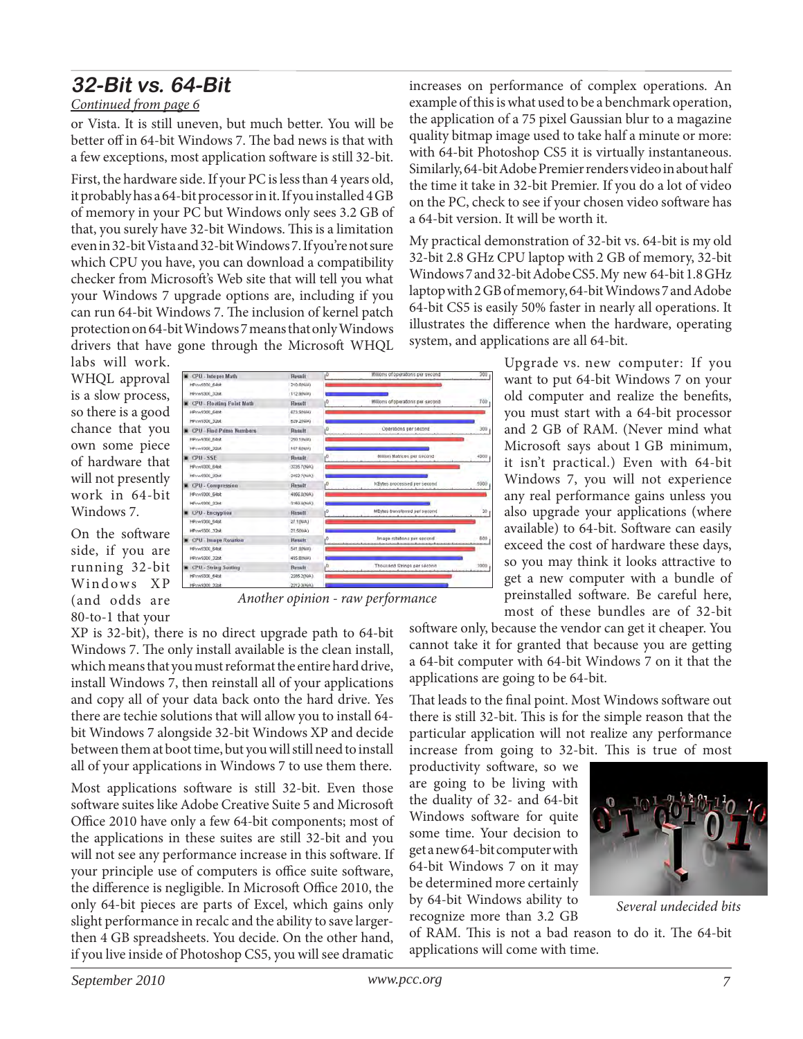# 32-Bit vs. 64-Bit

*Continued from page 6*

or Vista. It is still uneven, but much better. You will be better off in 64-bit Windows 7. The bad news is that with a few exceptions, most application software is still 32-bit.

First, the hardware side. If your PC is less than 4 years old, it probably has a 64-bit processor in it. If you installed 4 GB of memory in your PC but Windows only sees 3.2 GB of that, you surely have 32-bit Windows. This is a limitation even in 32-bit Vista and 32-bit Windows 7. If you're not sure which CPU you have, you can download a compatibility checker from Microsoft's Web site that will tell you what your Windows 7 upgrade options are, including if you can run 64-bit Windows 7. The inclusion of kernel patch protection on 64-bit Windows 7 means that only Windows drivers that have gone through the Microsoft WHQL labs will work. WHQL approval is a slow process, so there is a good chance that you own some piece of hardware that will not presently work in 64-bit Windows 7.

On the software side, if you are running 32-bit Windows XP (and odds are 80-to-1 that your XP is 32-bit), there is no direct upgrade path to 64-bit Windows 7. The only install available is the clean install, which means that you must reformat the entire hard drive, install Windows 7, then reinstall all of your applications and copy all of your data back onto the hard drive. Yes there are techie solutions that will allow you to install 64-bit Windows 7 alongside 32-bit Windows XP and decide between them at boot time, but you will still need to install all of your applications in Windows 7 to use them there.

Most applications software is still 32-bit. Even those software suites like Adobe Creative Suite 5 and Microsoft Office 2010 have only a few 64-bit components; most of the applications in these suites are still 32-bit and you will not see any performance increase in this software. If your principle use of computers is office suite software, the difference is negligible. In Microsoft Office 2010, the only 64-bit pieces are parts of Excel, which gains only slight performance in recalc and the ability to save larger-then 4 GB spreadsheets. You decide. On the other hand, if you live inside of Photoshop CS5, you will see dramatic increases on performance of complex operations. An example of this is what used to be a benchmark operation, the application of a 75 pixel Gaussian blur to a magazine quality bitmap image used to take half a minute or more: with 64-bit Photoshop CS5 it is virtually instantaneous. Similarly, 64-bit Adobe Premier renders video in about half the time it take in 32-bit Premier. If you do a lot of video on the PC, check to see if your chosen video software has a 64-bit version. It will be worth it.

My practical demonstration of 32-bit vs. 64-bit is my old 32-bit 2.8 GHz CPU laptop with 2 GB of memory, 32-bit Windows 7 and 32-bit Adobe CS5. My new 64-bit 1.8 GHz laptop with 2 GB of memory, 64-bit Windows 7 and Adobe 64-bit CS5 is easily 50% faster in nearly all operations. It illustrates the difference when the hardware, operating system, and applications are all 64-bit.

| Test | Result | Units |
|---|---|---|
| CPU - Integer Math | | Millions of operations per second |
| HPxw9300_64bit | 210.0(N/A) | |
| HPxw9300_32bit | 112.9(N/A) | |
| CPU - Floating Point Math | | Millions of operations per second |
| HPxw9300_64bit | 673.9(N/A) | |
| HPxw9300_32bit | 629.2(N/A) | |
| CPU - Find Prime Numbers | | Operations per second |
| HPxw9300_64bit | 250.1(N/A) | |
| HPxw9300_32bit | 147.6(N/A) | |
| CPU - SSE | | Million Matrices per second |
| HPxw9300_64bit | 3335.7(N/A) | |
| HPxw9300_32bit | 2452.7(N/A) | |
| CPU - Compression | | KBytes processed per second |
| HPxw9300_64bit | 4866.8(N/A) | |
| HPxw9300_32bit | 3160.4(N/A) | |
| CPU - Encryption | | MBytes transferred per second |
| HPxw9300_64bit | 27.1(N/A) | |
| HPxw9300_32bit | 21.5(N/A) | |
| CPU - Image Rotation | | Image rotations per second |
| HPxw9300_64bit | 541.9(N/A) | |
| HPxw9300_32bit | 495.8(N/A) | |
| CPU - String Sorting | | Thousand Strings per second |
| HPxw9300_64bit | 2385.3(N/A) | |
| HPxw9300_32bit | 2212.3(N/A) | |

*Another opinion - raw performance*

Upgrade vs. new computer: If you want to put 64-bit Windows 7 on your old computer and realize the benefits, you must start with a 64-bit processor and 2 GB of RAM. (Never mind what Microsoft says about 1 GB minimum, it isn't practical.) Even with 64-bit Windows 7, you will not experience any real performance gains unless you also upgrade your applications (where available) to 64-bit. Software can easily exceed the cost of hardware these days, so you may think it looks attractive to get a new computer with a bundle of preinstalled software. Be careful here, most of these bundles are of 32-bit software only, because the vendor can get it cheaper. You cannot take it for granted that because you are getting a 64-bit computer with 64-bit Windows 7 on it that the applications are going to be 64-bit.

That leads to the final point. Most Windows software out there is still 32-bit. This is for the simple reason that the particular application will not realize any performance increase from going to 32-bit. This is true of most productivity software, so we are going to be living with the duality of 32- and 64-bit Windows software for quite some time. Your decision to get a new 64-bit computer with 64-bit Windows 7 on it may be determined more certainly by 64-bit Windows ability to recognize more than 3.2 GB of RAM. This is not a bad reason to do it. The 64-bit applications will come with time.

*Several undecided bits*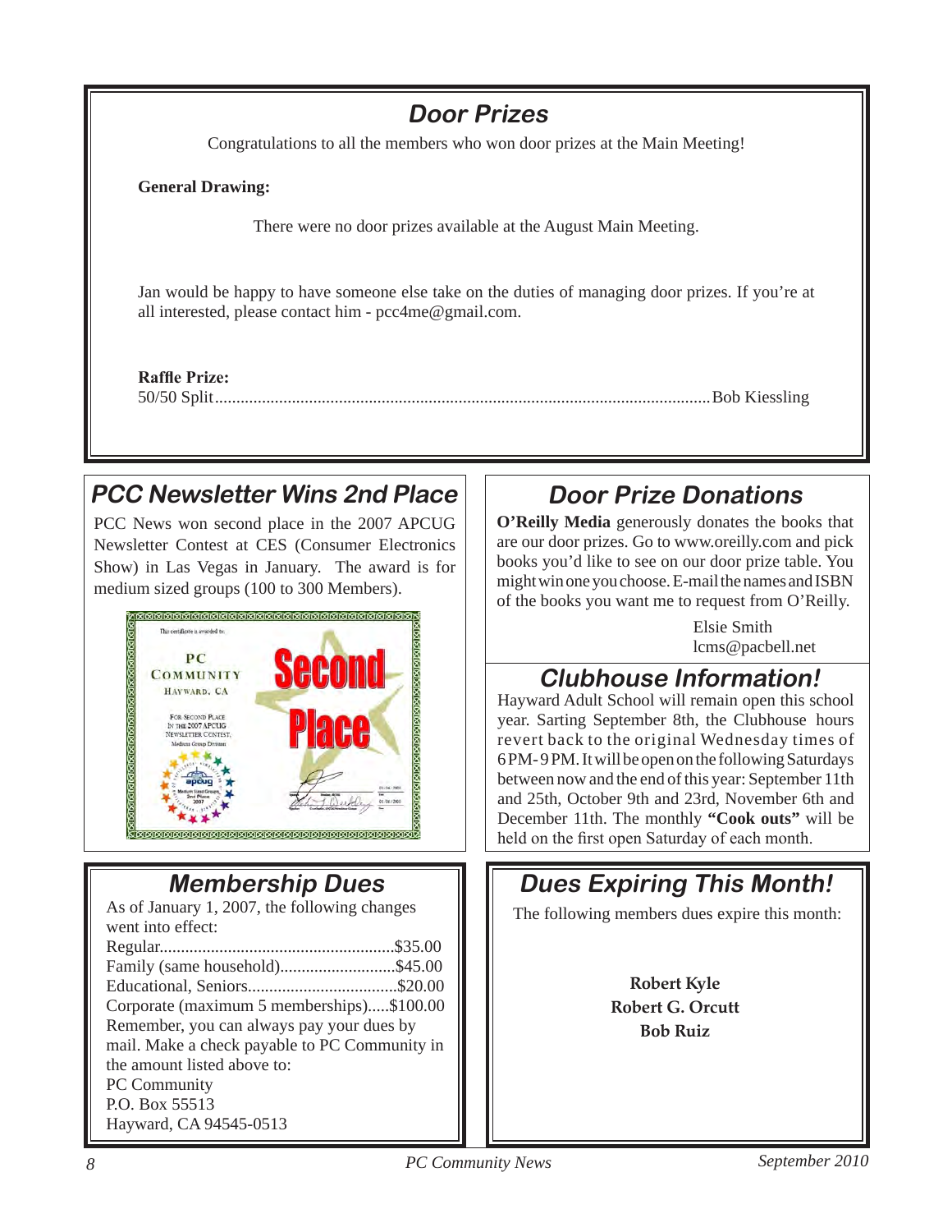## Door Prizes

Congratulations to all the members who won door prizes at the Main Meeting!

**General Drawing:**

There were no door prizes available at the August Main Meeting.

Jan would be happy to have someone else take on the duties of managing door prizes. If you're at all interested, please contact him - pcc4me@gmail.com.

**Raffle Prize:**

50/50 Split.......................................................................................................Bob Kiessling

## PCC Newsletter Wins 2nd Place

PCC News won second place in the 2007 APCUG Newsletter Contest at CES (Consumer Electronics Show) in Las Vegas in January. The award is for medium sized groups (100 to 300 Members).

## Door Prize Donations

**O'Reilly Media** generously donates the books that are our door prizes. Go to www.oreilly.com and pick books you'd like to see on our door prize table. You might win one you choose. E-mail the names and ISBN of the books you want me to request from O'Reilly.

Elsie Smith
lcms@pacbell.net

## Clubhouse Information!

Hayward Adult School will remain open this school year. Sarting September 8th, the Clubhouse hours revert back to the original Wednesday times of 6PM-9PM. It will be open on the following Saturdays between now and the end of this year: September 11th and 25th, October 9th and 23rd, November 6th and December 11th. The monthly **"Cook outs"** will be held on the first open Saturday of each month.

## Membership Dues

As of January 1, 2007, the following changes went into effect:

Regular.......................................................$35.00
Family (same household)...........................$45.00
Educational, Seniors...................................$20.00
Corporate (maximum 5 memberships).....$100.00

Remember, you can always pay your dues by mail. Make a check payable to PC Community in the amount listed above to:

PC Community
P.O. Box 55513
Hayward, CA 94545-0513

## Dues Expiring This Month!

The following members dues expire this month:

**Robert Kyle**
**Robert G. Orcutt**
**Bob Ruiz**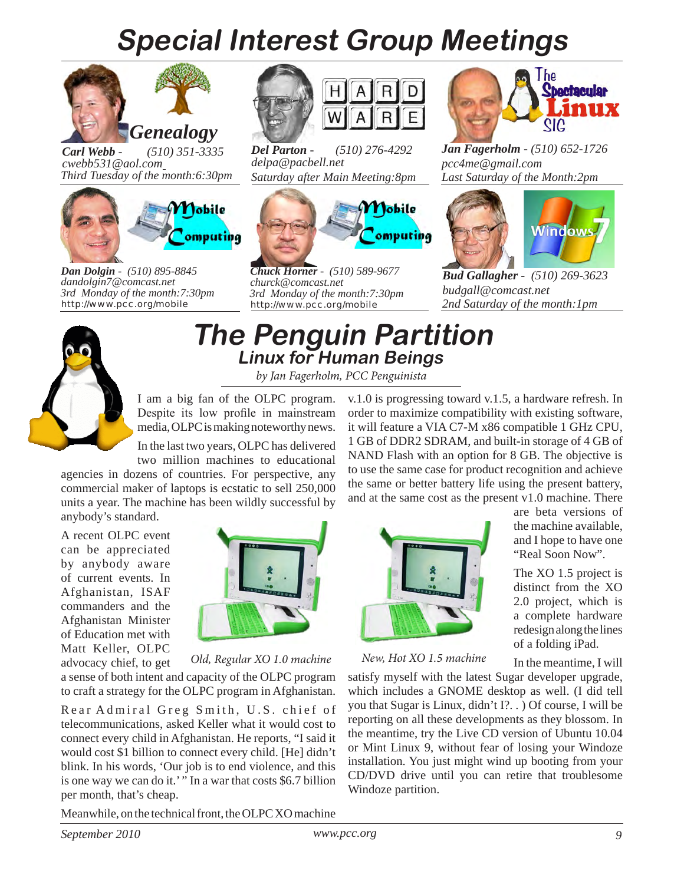# Special Interest Group Meetings

**Genealogy**

***Carl Webb*** - *(510) 351-3335*
*cwebb531@aol.com*
*Third Tuesday of the month:6:30pm*

**HARDWARE**

***Del Parton*** - *(510) 276-4292*
*delpa@pacbell.net*
*Saturday after Main Meeting:8pm*

**The Spectacular Linux SIG**

***Jan Fagerholm*** - *(510) 652-1726*
*pcc4me@gmail.com*
*Last Saturday of the Month:2pm*

**Mobile Computing**

***Dan Dolgin*** - *(510) 895-8845*
*dandolgin7@comcast.net*
*3rd Monday of the month:7:30pm*
http://www.pcc.org/mobile

**Mobile Computing**

***Chuck Horner*** - *(510) 589-9677*
*churck@comcast.net*
*3rd Monday of the month:7:30pm*
http://www.pcc.org/mobile

**Windows 7**

***Bud Gallagher*** - *(510) 269-3623*
*budgall@comcast.net*
*2nd Saturday of the month:1pm*

# The Penguin Partition

## Linux for Human Beings

*by Jan Fagerholm, PCC Penguinista*

I am a big fan of the OLPC program. Despite its low profile in mainstream media, OLPC is making noteworthy news.

In the last two years, OLPC has delivered two million machines to educational agencies in dozens of countries. For perspective, any commercial maker of laptops is ecstatic to sell 250,000 units a year. The machine has been wildly successful by anybody's standard.

A recent OLPC event can be appreciated by anybody aware of current events. In Afghanistan, ISAF commanders and the Afghanistan Minister of Education met with Matt Keller, OLPC advocacy chief, to get a sense of both intent and capacity of the OLPC program to craft a strategy for the OLPC program in Afghanistan.

*Old, Regular XO 1.0 machine*

Rear Admiral Greg Smith, U.S. chief of telecommunications, asked Keller what it would cost to connect every child in Afghanistan. He reports, "I said it would cost $1 billion to connect every child. [He] didn't blink. In his words, 'Our job is to end violence, and this is one way we can do it.' " In a war that costs $6.7 billion per month, that's cheap.

Meanwhile, on the technical front, the OLPC XO machine v.1.0 is progressing toward v.1.5, a hardware refresh. In order to maximize compatibility with existing software, it will feature a VIA C7-M x86 compatible 1 GHz CPU, 1 GB of DDR2 SDRAM, and built-in storage of 4 GB of NAND Flash with an option for 8 GB. The objective is to use the same case for product recognition and achieve the same or better battery life using the present battery, and at the same cost as the present v1.0 machine. There are beta versions of the machine available, and I hope to have one "Real Soon Now".

*New, Hot XO 1.5 machine*

The XO 1.5 project is distinct from the XO 2.0 project, which is a complete hardware redesign along the lines of a folding iPad.

In the meantime, I will satisfy myself with the latest Sugar developer upgrade, which includes a GNOME desktop as well. (I did tell you that Sugar is Linux, didn't I?. . ) Of course, I will be reporting on all these developments as they blossom. In the meantime, try the Live CD version of Ubuntu 10.04 or Mint Linux 9, without fear of losing your Windoze installation. You just might wind up booting from your CD/DVD drive until you can retire that troublesome Windoze partition.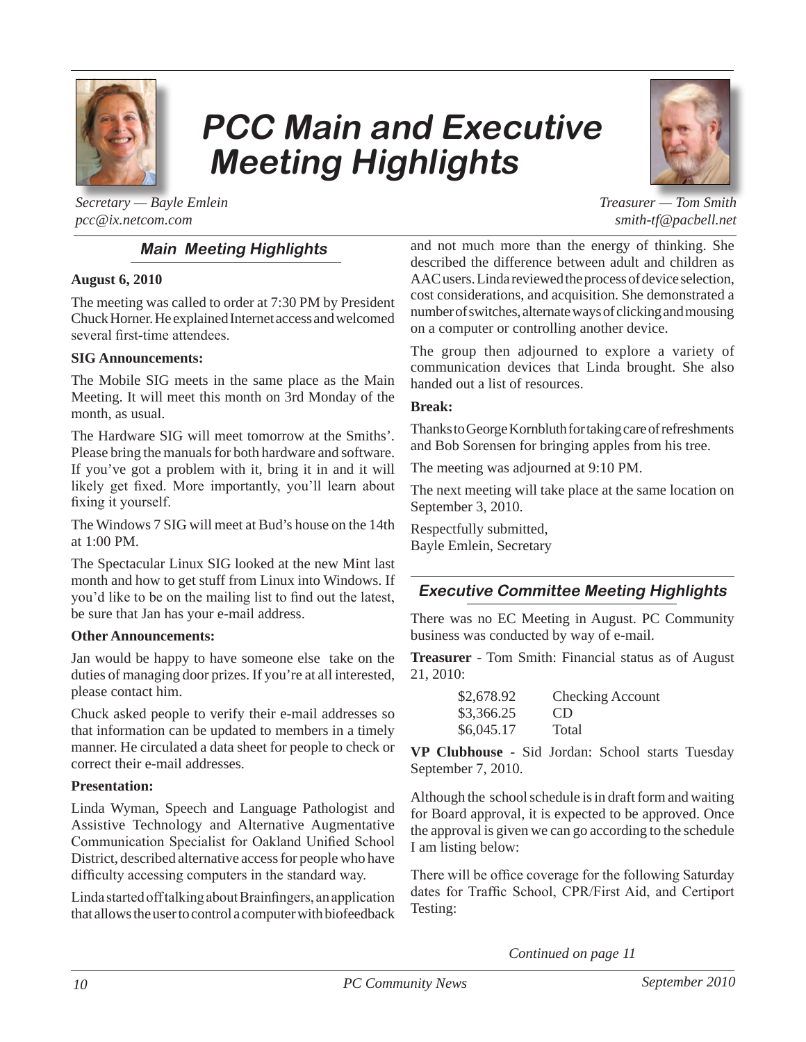# PCC Main and Executive Meeting Highlights

*Secretary — Bayle Emlein*
*pcc@ix.netcom.com*

*Treasurer — Tom Smith*
*smith-tf@pacbell.net*

## Main Meeting Highlights

**August 6, 2010**

The meeting was called to order at 7:30 PM by President Chuck Horner. He explained Internet access and welcomed several first-time attendees.

**SIG Announcements:**

The Mobile SIG meets in the same place as the Main Meeting. It will meet this month on 3rd Monday of the month, as usual.

The Hardware SIG will meet tomorrow at the Smiths'. Please bring the manuals for both hardware and software. If you've got a problem with it, bring it in and it will likely get fixed. More importantly, you'll learn about fixing it yourself.

The Windows 7 SIG will meet at Bud's house on the 14th at 1:00 PM.

The Spectacular Linux SIG looked at the new Mint last month and how to get stuff from Linux into Windows. If you'd like to be on the mailing list to find out the latest, be sure that Jan has your e-mail address.

**Other Announcements:**

Jan would be happy to have someone else take on the duties of managing door prizes. If you're at all interested, please contact him.

Chuck asked people to verify their e-mail addresses so that information can be updated to members in a timely manner. He circulated a data sheet for people to check or correct their e-mail addresses.

**Presentation:**

Linda Wyman, Speech and Language Pathologist and Assistive Technology and Alternative Augmentative Communication Specialist for Oakland Unified School District, described alternative access for people who have difficulty accessing computers in the standard way.

Linda started off talking about Brainfingers, an application that allows the user to control a computer with biofeedback and not much more than the energy of thinking. She described the difference between adult and children as AAC users. Linda reviewed the process of device selection, cost considerations, and acquisition. She demonstrated a number of switches, alternate ways of clicking and mousing on a computer or controlling another device.

The group then adjourned to explore a variety of communication devices that Linda brought. She also handed out a list of resources.

**Break:**

Thanks to George Kornbluth for taking care of refreshments and Bob Sorensen for bringing apples from his tree.

The meeting was adjourned at 9:10 PM.

The next meeting will take place at the same location on September 3, 2010.

Respectfully submitted,
Bayle Emlein, Secretary

## Executive Committee Meeting Highlights

There was no EC Meeting in August. PC Community business was conducted by way of e-mail.

**Treasurer** - Tom Smith: Financial status as of August 21, 2010:

| | |
|---|---|
| $2,678.92 | Checking Account |
| $3,366.25 | CD |
| $6,045.17 | Total |

**VP Clubhouse** - Sid Jordan: School starts Tuesday September 7, 2010.

Although the school schedule is in draft form and waiting for Board approval, it is expected to be approved. Once the approval is given we can go according to the schedule I am listing below:

There will be office coverage for the following Saturday dates for Traffic School, CPR/First Aid, and Certiport Testing:

*Continued on page 11*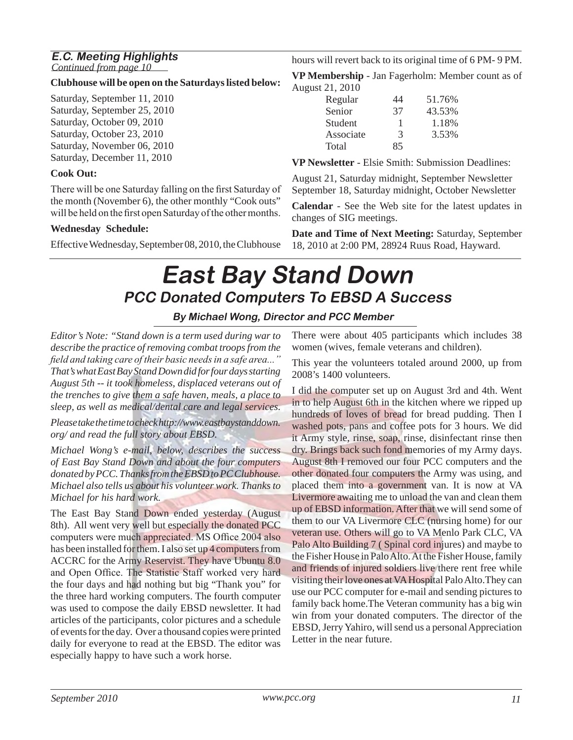### *E.C. Meeting Highlights*

*Continued from page 10*

**Clubhouse will be open on the Saturdays listed below:**

Saturday, September 11, 2010
Saturday, September 25, 2010
Saturday, October 09, 2010
Saturday, October 23, 2010
Saturday, November 06, 2010
Saturday, December 11, 2010

**Cook Out:**

There will be one Saturday falling on the first Saturday of the month (November 6), the other monthly "Cook outs" will be held on the first open Saturday of the other months.

**Wednesday Schedule:**

Effective Wednesday, September 08, 2010, the Clubhouse hours will revert back to its original time of 6 PM- 9 PM.

**VP Membership** - Jan Fagerholm: Member count as of August 21, 2010

| | | |
|---|---|---|
| Regular | 44 | 51.76% |
| Senior | 37 | 43.53% |
| Student | 1 | 1.18% |
| Associate | 3 | 3.53% |
| Total | 85 | |

**VP Newsletter** - Elsie Smith: Submission Deadlines:

August 21, Saturday midnight, September Newsletter
September 18, Saturday midnight, October Newsletter

**Calendar** - See the Web site for the latest updates in changes of SIG meetings.

**Date and Time of Next Meeting:** Saturday, September 18, 2010 at 2:00 PM, 28924 Ruus Road, Hayward.

# *East Bay Stand Down*

## *PCC Donated Computers To EBSD A Success*

***By Michael Wong, Director and PCC Member***

*Editor's Note: "Stand down is a term used during war to describe the practice of removing combat troops from the field and taking care of their basic needs in a safe area..." That's what East Bay Stand Down did for four days starting August 5th -- it took homeless, displaced veterans out of the trenches to give them a safe haven, meals, a place to sleep, as well as medical/dental care and legal services.*

*Please take the time to check http://www.eastbaystanddown.org/ and read the full story about EBSD.*

*Michael Wong's e-mail, below, describes the success of East Bay Stand Down and about the four computers donated by PCC. Thanks from the EBSD to PC Clubhouse. Michael also tells us about his volunteer work. Thanks to Michael for his hard work.*

The East Bay Stand Down ended yesterday (August 8th). All went very well but especially the donated PCC computers were much appreciated. MS Office 2004 also has been installed for them. I also set up 4 computers from ACCRC for the Army Reservist. They have Ubuntu 8.0 and Open Office. The Statistic Staff worked very hard the four days and had nothing but big "Thank you" for the three hard working computers. The fourth computer was used to compose the daily EBSD newsletter. It had articles of the participants, color pictures and a schedule of events for the day. Over a thousand copies were printed daily for everyone to read at the EBSD. The editor was especially happy to have such a work horse.

There were about 405 participants which includes 38 women (wives, female veterans and children).

This year the volunteers totaled around 2000, up from 2008's 1400 volunteers.

I did the computer set up on August 3rd and 4th. Went in to help August 6th in the kitchen where we ripped up hundreds of loves of bread for bread pudding. Then I washed pots, pans and coffee pots for 3 hours. We did it Army style, rinse, soap, rinse, disinfectant rinse then dry. Brings back such fond memories of my Army days. August 8th I removed our four PCC computers and the other donated four computers the Army was using, and placed them into a government van. It is now at VA Livermore awaiting me to unload the van and clean them up of EBSD information. After that we will send some of them to our VA Livermore CLC (nursing home) for our veteran use. Others will go to VA Menlo Park CLC, VA Palo Alto Building 7 ( Spinal cord injures) and maybe to the Fisher House in Palo Alto. At the Fisher House, family and friends of injured soldiers live there rent free while visiting their love ones at VA Hospital Palo Alto.They can use our PCC computer for e-mail and sending pictures to family back home.The Veteran community has a big win win from your donated computers. The director of the EBSD, Jerry Yahiro, will send us a personal Appreciation Letter in the near future.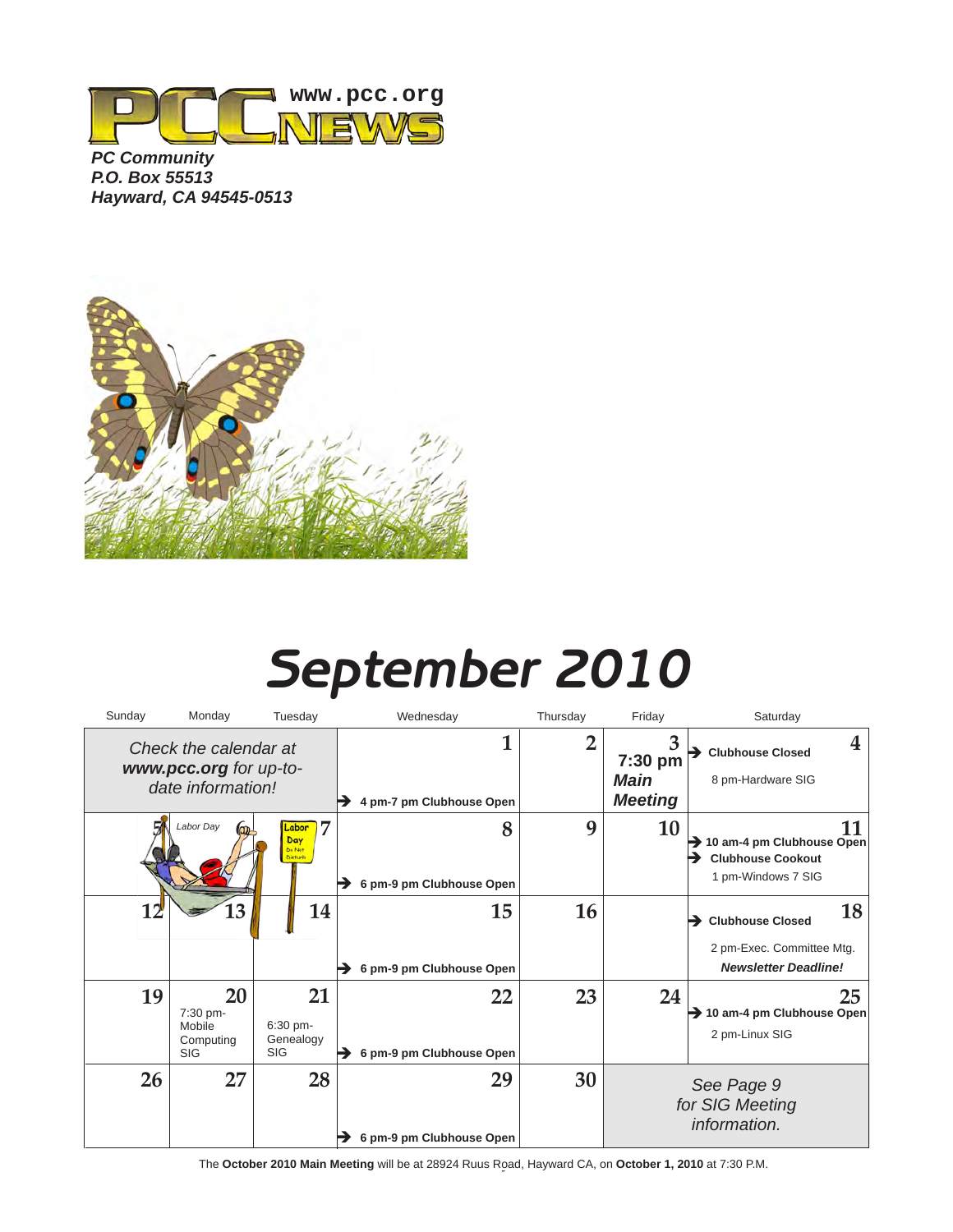**www.pcc.org**

**PCC NEWS**

***PC Community***
***P.O. Box 55513***
***Hayward, CA 94545-0513***

# *September 2010*

| Sunday | Monday | Tuesday | Wednesday | Thursday | Friday | Saturday |
|---|---|---|---|---|---|---|
| *Check the calendar at **www.pcc.org** for up-to-date information!* | | | **1** → **4 pm-7 pm Clubhouse Open** | **2** | **3** **7:30 pm** ***Main Meeting*** | **4** → **Clubhouse Closed** 8 pm-Hardware SIG |
| **5** | **6** *Labor Day* | **7** Labor Day Do Not Disturb | **8** → **6 pm-9 pm Clubhouse Open** | **9** | **10** | **11** → **10 am-4 pm Clubhouse Open** → **Clubhouse Cookout** 1 pm-Windows 7 SIG |
| **12** | **13** | **14** | **15** → **6 pm-9 pm Clubhouse Open** | **16** | | **18** → **Clubhouse Closed** 2 pm-Exec. Committee Mtg. ***Newsletter Deadline!*** |
| **19** | **20** 7:30 pm-Mobile Computing SIG | **21** 6:30 pm-Genealogy SIG | **22** → **6 pm-9 pm Clubhouse Open** | **23** | **24** | **25** → **10 am-4 pm Clubhouse Open** 2 pm-Linux SIG |
| **26** | **27** | **28** | **29** → **6 pm-9 pm Clubhouse Open** | **30** | *See Page 9 for SIG Meeting information.* | |

The **October 2010 Main Meeting** will be at 28924 Ruus Road, Hayward CA, on **October 1, 2010** at 7:30 P.M.